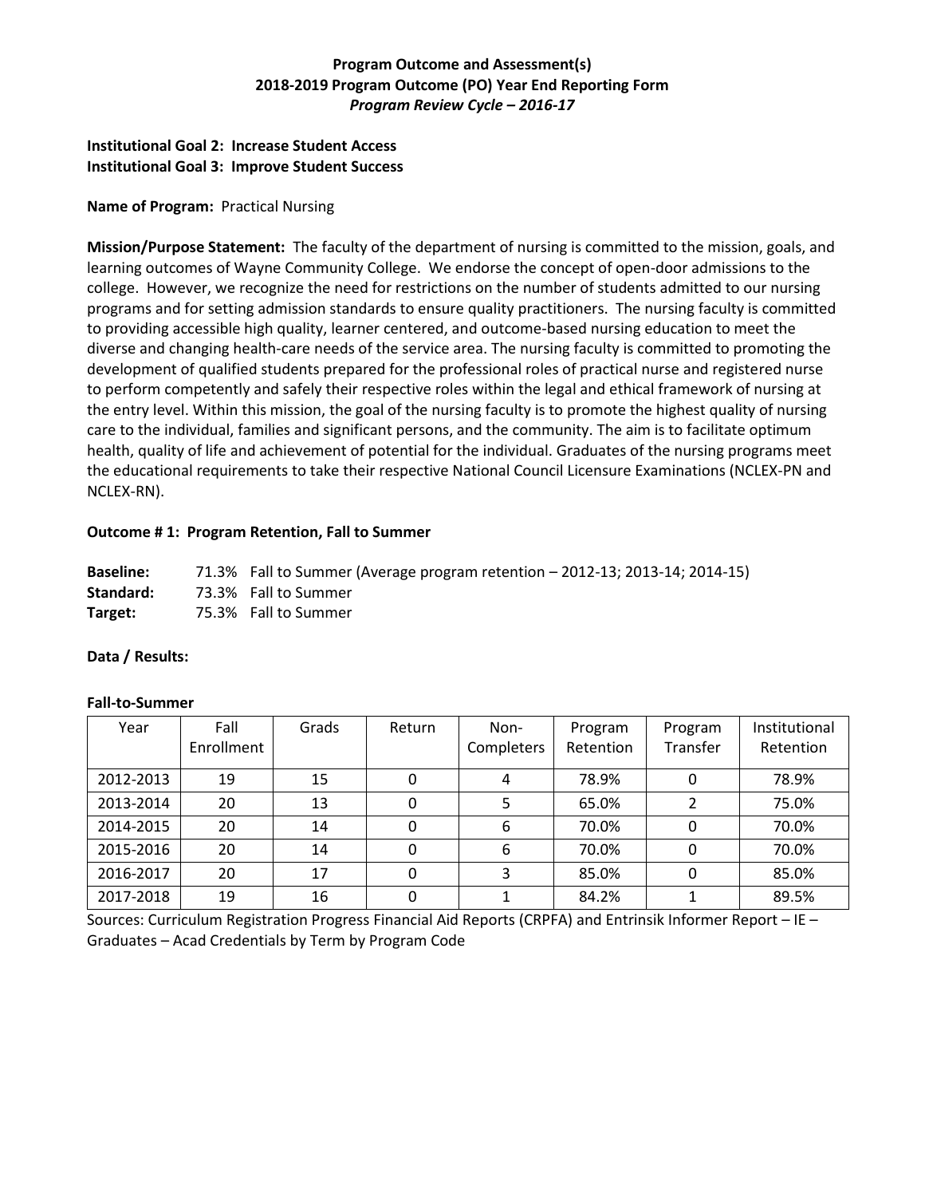**Program Outcome and Assessment(s)**
**2018-2019 Program Outcome (PO) Year End Reporting Form**
***Program Review Cycle – 2016-17***

**Institutional Goal 2: Increase Student Access**
**Institutional Goal 3: Improve Student Success**

**Name of Program:** Practical Nursing

**Mission/Purpose Statement:** The faculty of the department of nursing is committed to the mission, goals, and learning outcomes of Wayne Community College. We endorse the concept of open-door admissions to the college. However, we recognize the need for restrictions on the number of students admitted to our nursing programs and for setting admission standards to ensure quality practitioners. The nursing faculty is committed to providing accessible high quality, learner centered, and outcome-based nursing education to meet the diverse and changing health-care needs of the service area. The nursing faculty is committed to promoting the development of qualified students prepared for the professional roles of practical nurse and registered nurse to perform competently and safely their respective roles within the legal and ethical framework of nursing at the entry level. Within this mission, the goal of the nursing faculty is to promote the highest quality of nursing care to the individual, families and significant persons, and the community. The aim is to facilitate optimum health, quality of life and achievement of potential for the individual. Graduates of the nursing programs meet the educational requirements to take their respective National Council Licensure Examinations (NCLEX-PN and NCLEX-RN).

**Outcome # 1: Program Retention, Fall to Summer**

**Baseline:** 71.3% Fall to Summer (Average program retention – 2012-13; 2013-14; 2014-15)
**Standard:** 73.3% Fall to Summer
**Target:** 75.3% Fall to Summer

**Data / Results:**

**Fall-to-Summer**

| Year | Fall Enrollment | Grads | Return | Non-Completers | Program Retention | Program Transfer | Institutional Retention |
|---|---|---|---|---|---|---|---|
| 2012-2013 | 19 | 15 | 0 | 4 | 78.9% | 0 | 78.9% |
| 2013-2014 | 20 | 13 | 0 | 5 | 65.0% | 2 | 75.0% |
| 2014-2015 | 20 | 14 | 0 | 6 | 70.0% | 0 | 70.0% |
| 2015-2016 | 20 | 14 | 0 | 6 | 70.0% | 0 | 70.0% |
| 2016-2017 | 20 | 17 | 0 | 3 | 85.0% | 0 | 85.0% |
| 2017-2018 | 19 | 16 | 0 | 1 | 84.2% | 1 | 89.5% |

Sources: Curriculum Registration Progress Financial Aid Reports (CRPFA) and Entrinsik Informer Report – IE – Graduates – Acad Credentials by Term by Program Code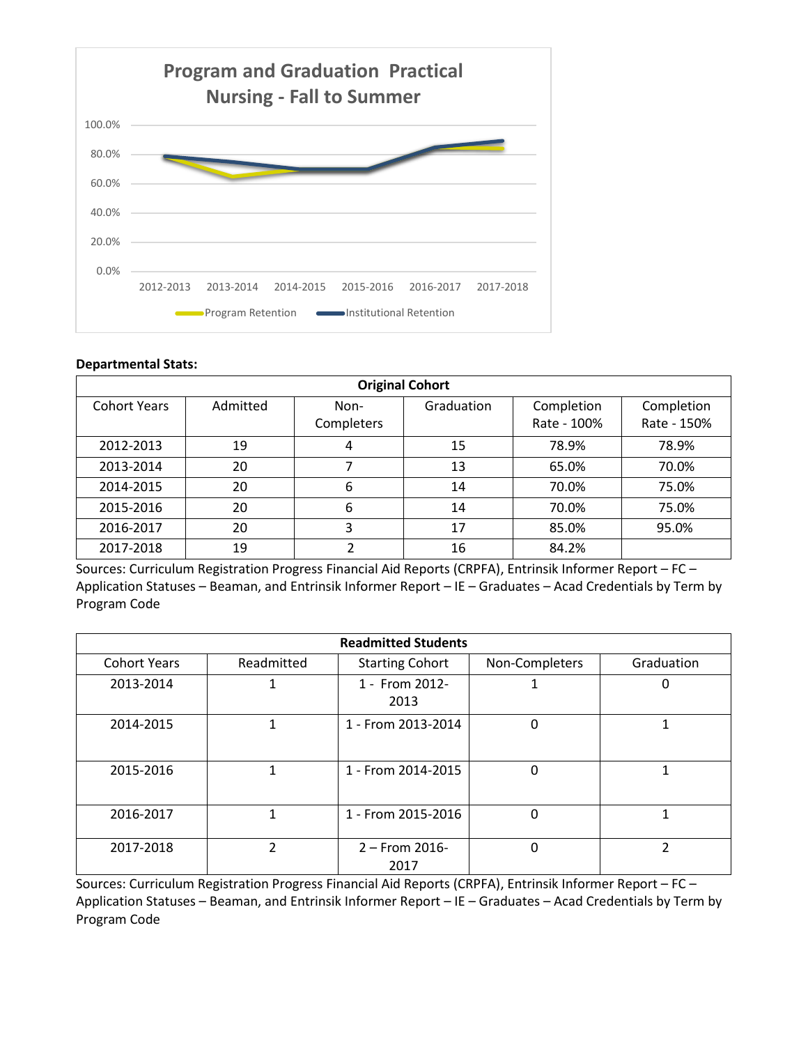**Program and Graduation Practical Nursing - Fall to Summer**

**Departmental Stats:**

| Original Cohort | | | | | |
|---|---|---|---|---|---|
| Cohort Years | Admitted | Non-Completers | Graduation | Completion Rate - 100% | Completion Rate - 150% |
| 2012-2013 | 19 | 4 | 15 | 78.9% | 78.9% |
| 2013-2014 | 20 | 7 | 13 | 65.0% | 70.0% |
| 2014-2015 | 20 | 6 | 14 | 70.0% | 75.0% |
| 2015-2016 | 20 | 6 | 14 | 70.0% | 75.0% |
| 2016-2017 | 20 | 3 | 17 | 85.0% | 95.0% |
| 2017-2018 | 19 | 2 | 16 | 84.2% | |

Sources: Curriculum Registration Progress Financial Aid Reports (CRPFA), Entrinsik Informer Report – FC – Application Statuses – Beaman, and Entrinsik Informer Report – IE – Graduates – Acad Credentials by Term by Program Code

| Readmitted Students | | | | |
|---|---|---|---|---|
| Cohort Years | Readmitted | Starting Cohort | Non-Completers | Graduation |
| 2013-2014 | 1 | 1 - From 2012-2013 | 1 | 0 |
| 2014-2015 | 1 | 1 - From 2013-2014 | 0 | 1 |
| 2015-2016 | 1 | 1 - From 2014-2015 | 0 | 1 |
| 2016-2017 | 1 | 1 - From 2015-2016 | 0 | 1 |
| 2017-2018 | 2 | 2 – From 2016-2017 | 0 | 2 |

Sources: Curriculum Registration Progress Financial Aid Reports (CRPFA), Entrinsik Informer Report – FC – Application Statuses – Beaman, and Entrinsik Informer Report – IE – Graduates – Acad Credentials by Term by Program Code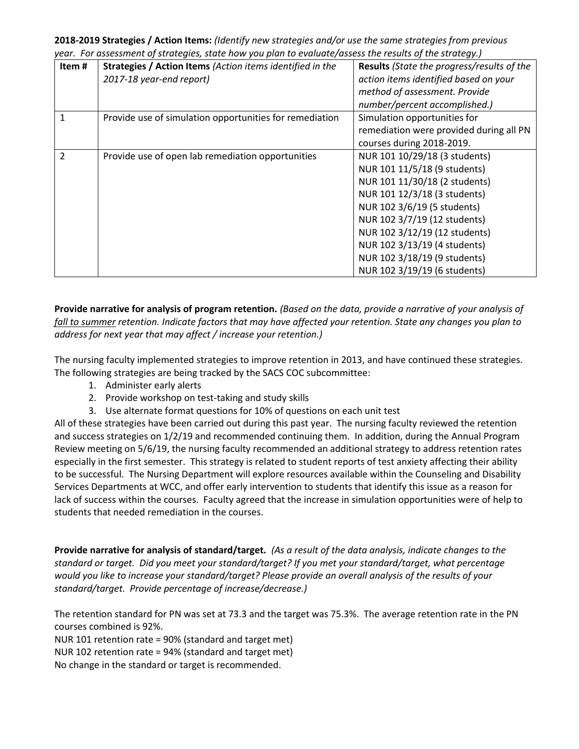**2018-2019 Strategies / Action Items:** *(Identify new strategies and/or use the same strategies from previous year. For assessment of strategies, state how you plan to evaluate/assess the results of the strategy.)*

| Item # | Strategies / Action Items *(Action items identified in the 2017-18 year-end report)* | Results *(State the progress/results of the action items identified based on your method of assessment. Provide number/percent accomplished.)* |
|---|---|---|
| 1 | Provide use of simulation opportunities for remediation | Simulation opportunities for remediation were provided during all PN courses during 2018-2019. |
| 2 | Provide use of open lab remediation opportunities | NUR 101 10/29/18 (3 students)<br>NUR 101 11/5/18 (9 students)<br>NUR 101 11/30/18 (2 students)<br>NUR 101 12/3/18 (3 students)<br>NUR 102 3/6/19 (5 students)<br>NUR 102 3/7/19 (12 students)<br>NUR 102 3/12/19 (12 students)<br>NUR 102 3/13/19 (4 students)<br>NUR 102 3/18/19 (9 students)<br>NUR 102 3/19/19 (6 students) |

**Provide narrative for analysis of program retention.** *(Based on the data, provide a narrative of your analysis of fall to summer retention. Indicate factors that may have affected your retention. State any changes you plan to address for next year that may affect / increase your retention.)*

The nursing faculty implemented strategies to improve retention in 2013, and have continued these strategies. The following strategies are being tracked by the SACS COC subcommittee:

1. Administer early alerts
2. Provide workshop on test-taking and study skills
3. Use alternate format questions for 10% of questions on each unit test

All of these strategies have been carried out during this past year. The nursing faculty reviewed the retention and success strategies on 1/2/19 and recommended continuing them. In addition, during the Annual Program Review meeting on 5/6/19, the nursing faculty recommended an additional strategy to address retention rates especially in the first semester. This strategy is related to student reports of test anxiety affecting their ability to be successful. The Nursing Department will explore resources available within the Counseling and Disability Services Departments at WCC, and offer early intervention to students that identify this issue as a reason for lack of success within the courses. Faculty agreed that the increase in simulation opportunities were of help to students that needed remediation in the courses.

**Provide narrative for analysis of standard/target.** *(As a result of the data analysis, indicate changes to the standard or target. Did you meet your standard/target? If you met your standard/target, what percentage would you like to increase your standard/target? Please provide an overall analysis of the results of your standard/target. Provide percentage of increase/decrease.)*

The retention standard for PN was set at 73.3 and the target was 75.3%. The average retention rate in the PN courses combined is 92%.

NUR 101 retention rate = 90% (standard and target met)

NUR 102 retention rate = 94% (standard and target met)

No change in the standard or target is recommended.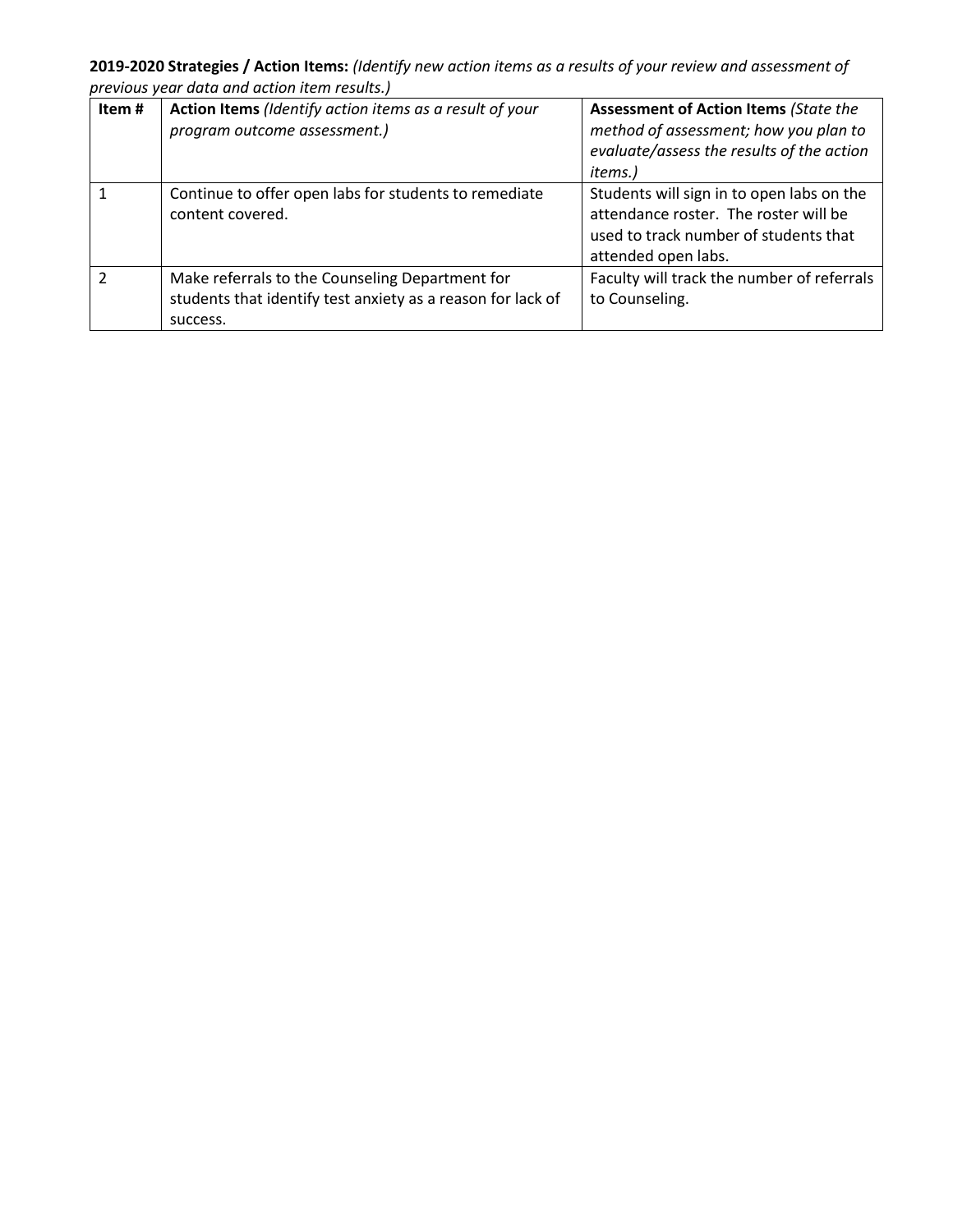**2019-2020 Strategies / Action Items:** *(Identify new action items as a results of your review and assessment of previous year data and action item results.)*

| Item # | **Action Items** *(Identify action items as a result of your program outcome assessment.)* | **Assessment of Action Items** *(State the method of assessment; how you plan to evaluate/assess the results of the action items.)* |
|---|---|---|
| 1 | Continue to offer open labs for students to remediate content covered. | Students will sign in to open labs on the attendance roster. The roster will be used to track number of students that attended open labs. |
| 2 | Make referrals to the Counseling Department for students that identify test anxiety as a reason for lack of success. | Faculty will track the number of referrals to Counseling. |